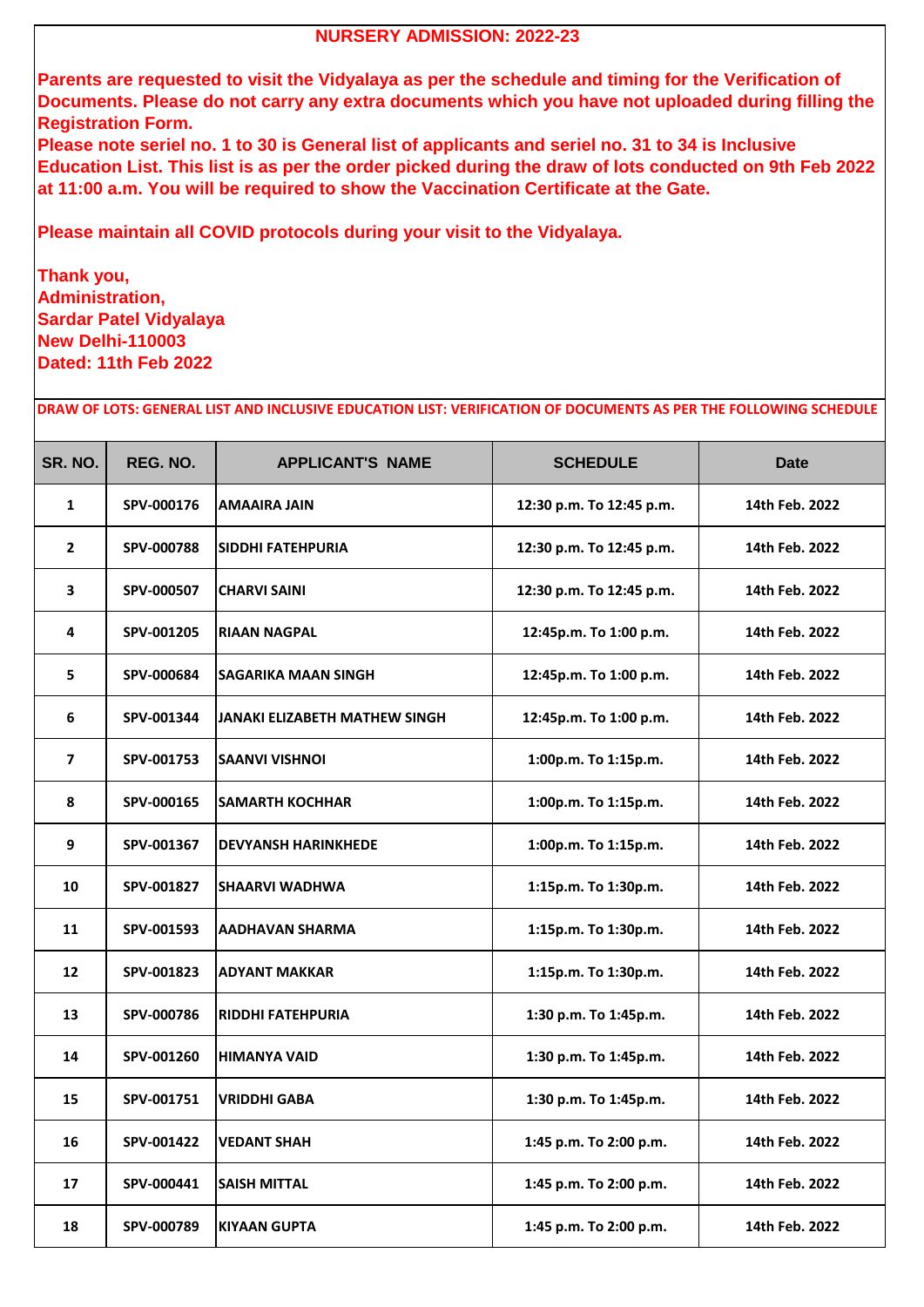## NURSERY ADMISSION: 2022-23

**Parents are requested to visit the Vidyalaya as per the schedule and timing for the Verification of Documents. Please do not carry any extra documents which you have not uploaded during filling the Registration Form.**
**Please note seriel no. 1 to 30 is General list of applicants and seriel no. 31 to 34 is Inclusive Education List. This list is as per the order picked during the draw of lots conducted on 9th Feb 2022 at 11:00 a.m. You will be required to show the Vaccination Certificate at the Gate.**

**Please maintain all COVID protocols during your visit to the Vidyalaya.**

**Thank you,**
**Administration,**
**Sardar Patel Vidyalaya**
**New Delhi-110003**
**Dated: 11th Feb 2022**

**DRAW OF LOTS: GENERAL LIST AND INCLUSIVE EDUCATION LIST: VERIFICATION OF DOCUMENTS AS PER THE FOLLOWING SCHEDULE**

| SR. NO. | REG. NO. | APPLICANT'S NAME | SCHEDULE | Date |
|---|---|---|---|---|
| 1 | SPV-000176 | AMAAIRA JAIN | 12:30 p.m. To 12:45 p.m. | 14th Feb. 2022 |
| 2 | SPV-000788 | SIDDHI FATEHPURIA | 12:30 p.m. To 12:45 p.m. | 14th Feb. 2022 |
| 3 | SPV-000507 | CHARVI SAINI | 12:30 p.m. To 12:45 p.m. | 14th Feb. 2022 |
| 4 | SPV-001205 | RIAAN NAGPAL | 12:45p.m. To 1:00 p.m. | 14th Feb. 2022 |
| 5 | SPV-000684 | SAGARIKA MAAN SINGH | 12:45p.m. To 1:00 p.m. | 14th Feb. 2022 |
| 6 | SPV-001344 | JANAKI ELIZABETH MATHEW SINGH | 12:45p.m. To 1:00 p.m. | 14th Feb. 2022 |
| 7 | SPV-001753 | SAANVI VISHNOI | 1:00p.m. To 1:15p.m. | 14th Feb. 2022 |
| 8 | SPV-000165 | SAMARTH KOCHHAR | 1:00p.m. To 1:15p.m. | 14th Feb. 2022 |
| 9 | SPV-001367 | DEVYANSH HARINKHEDE | 1:00p.m. To 1:15p.m. | 14th Feb. 2022 |
| 10 | SPV-001827 | SHAARVI WADHWA | 1:15p.m. To 1:30p.m. | 14th Feb. 2022 |
| 11 | SPV-001593 | AADHAVAN SHARMA | 1:15p.m. To 1:30p.m. | 14th Feb. 2022 |
| 12 | SPV-001823 | ADYANT MAKKAR | 1:15p.m. To 1:30p.m. | 14th Feb. 2022 |
| 13 | SPV-000786 | RIDDHI FATEHPURIA | 1:30 p.m. To 1:45p.m. | 14th Feb. 2022 |
| 14 | SPV-001260 | HIMANYA VAID | 1:30 p.m. To 1:45p.m. | 14th Feb. 2022 |
| 15 | SPV-001751 | VRIDDHI GABA | 1:30 p.m. To 1:45p.m. | 14th Feb. 2022 |
| 16 | SPV-001422 | VEDANT SHAH | 1:45 p.m. To 2:00 p.m. | 14th Feb. 2022 |
| 17 | SPV-000441 | SAISH MITTAL | 1:45 p.m. To 2:00 p.m. | 14th Feb. 2022 |
| 18 | SPV-000789 | KIYAAN GUPTA | 1:45 p.m. To 2:00 p.m. | 14th Feb. 2022 |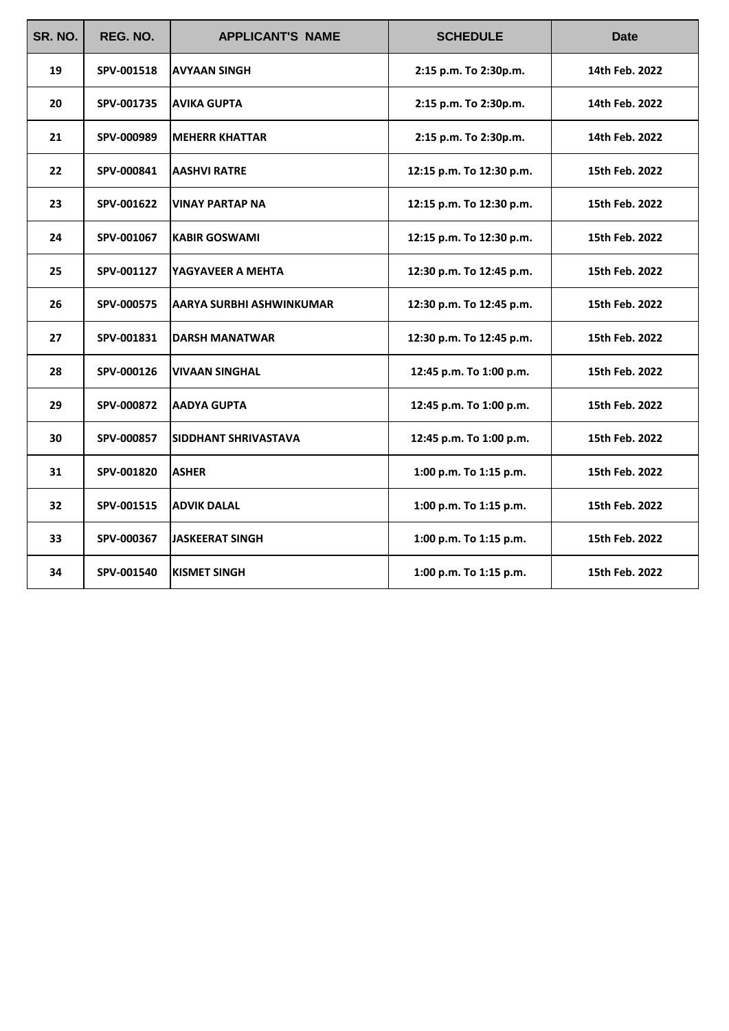| SR. NO. | REG. NO. | APPLICANT'S NAME | SCHEDULE | Date |
|---|---|---|---|---|
| 19 | SPV-001518 | AVYAAN SINGH | 2:15 p.m. To 2:30p.m. | 14th Feb. 2022 |
| 20 | SPV-001735 | AVIKA GUPTA | 2:15 p.m. To 2:30p.m. | 14th Feb. 2022 |
| 21 | SPV-000989 | MEHERR KHATTAR | 2:15 p.m. To 2:30p.m. | 14th Feb. 2022 |
| 22 | SPV-000841 | AASHVI RATRE | 12:15 p.m. To 12:30 p.m. | 15th Feb. 2022 |
| 23 | SPV-001622 | VINAY PARTAP NA | 12:15 p.m. To 12:30 p.m. | 15th Feb. 2022 |
| 24 | SPV-001067 | KABIR GOSWAMI | 12:15 p.m. To 12:30 p.m. | 15th Feb. 2022 |
| 25 | SPV-001127 | YAGYAVEER A MEHTA | 12:30 p.m. To 12:45 p.m. | 15th Feb. 2022 |
| 26 | SPV-000575 | AARYA SURBHI ASHWINKUMAR | 12:30 p.m. To 12:45 p.m. | 15th Feb. 2022 |
| 27 | SPV-001831 | DARSH MANATWAR | 12:30 p.m. To 12:45 p.m. | 15th Feb. 2022 |
| 28 | SPV-000126 | VIVAAN SINGHAL | 12:45 p.m. To 1:00 p.m. | 15th Feb. 2022 |
| 29 | SPV-000872 | AADYA GUPTA | 12:45 p.m. To 1:00 p.m. | 15th Feb. 2022 |
| 30 | SPV-000857 | SIDDHANT SHRIVASTAVA | 12:45 p.m. To 1:00 p.m. | 15th Feb. 2022 |
| 31 | SPV-001820 | ASHER | 1:00 p.m. To 1:15 p.m. | 15th Feb. 2022 |
| 32 | SPV-001515 | ADVIK DALAL | 1:00 p.m. To 1:15 p.m. | 15th Feb. 2022 |
| 33 | SPV-000367 | JASKEERAT SINGH | 1:00 p.m. To 1:15 p.m. | 15th Feb. 2022 |
| 34 | SPV-001540 | KISMET SINGH | 1:00 p.m. To 1:15 p.m. | 15th Feb. 2022 |